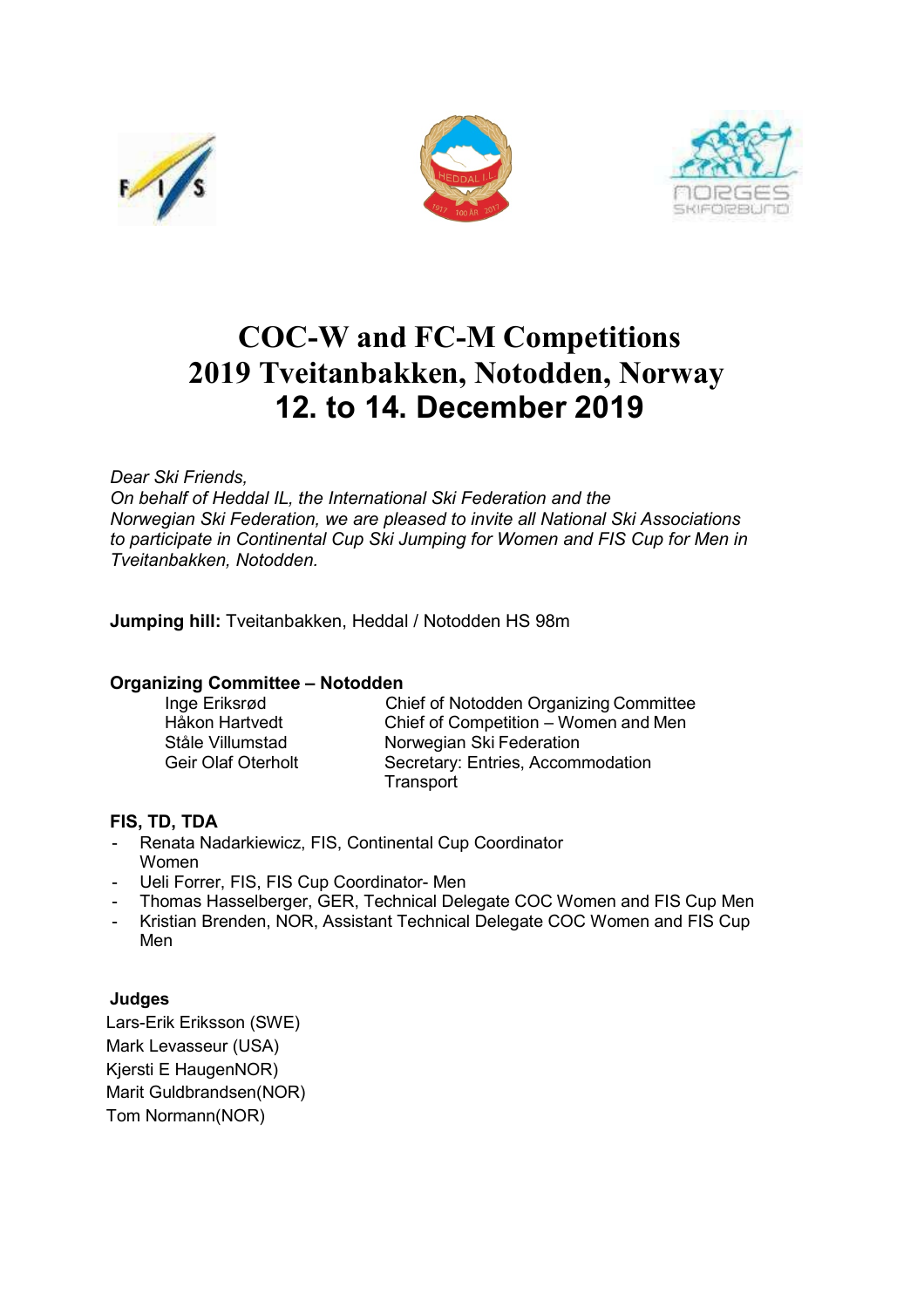# COC-W and FC-M Competitions
# 2019 Tveitanbakken, Notodden, Norway
# 12. to 14. December 2019

*Dear Ski Friends,*
*On behalf of Heddal IL, the International Ski Federation and the Norwegian Ski Federation, we are pleased to invite all National Ski Associations to participate in Continental Cup Ski Jumping for Women and FIS Cup for Men in Tveitanbakken, Notodden.*

**Jumping hill:** Tveitanbakken, Heddal / Notodden HS 98m

**Organizing Committee – Notodden**

| | |
|---|---|
| Inge Eriksrød | Chief of Notodden Organizing Committee |
| Håkon Hartvedt | Chief of Competition – Women and Men |
| Ståle Villumstad | Norwegian Ski Federation |
| Geir Olaf Oterholt | Secretary: Entries, Accommodation Transport |

**FIS, TD, TDA**

- Renata Nadarkiewicz, FIS, Continental Cup Coordinator Women
- Ueli Forrer, FIS, FIS Cup Coordinator- Men
- Thomas Hasselberger, GER, Technical Delegate COC Women and FIS Cup Men
- Kristian Brenden, NOR, Assistant Technical Delegate COC Women and FIS Cup Men

**Judges**

Lars-Erik Eriksson (SWE)
Mark Levasseur (USA)
Kjersti E HaugenNOR)
Marit Guldbrandsen(NOR)
Tom Normann(NOR)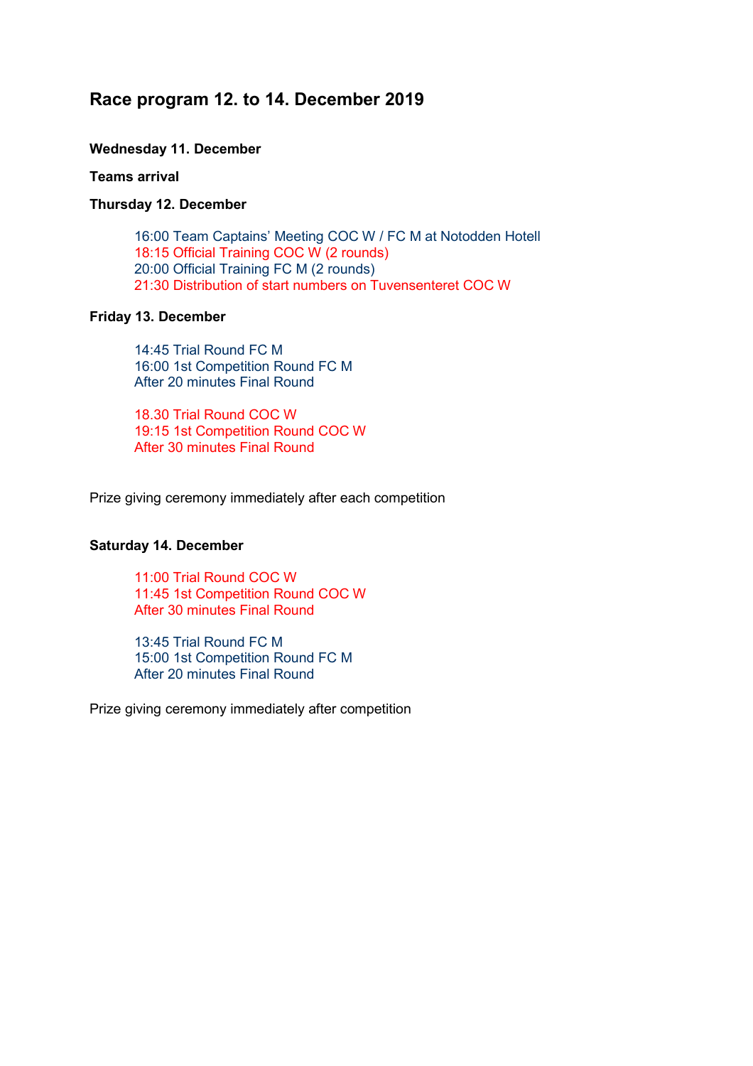## Race program 12. to 14. December 2019

**Wednesday 11. December**

**Teams arrival**

**Thursday 12. December**

16:00 Team Captains' Meeting COC W / FC M at Notodden Hotell
18:15 Official Training COC W (2 rounds)
20:00 Official Training FC M (2 rounds)
21:30 Distribution of start numbers on Tuvensenteret COC W

**Friday 13. December**

14:45 Trial Round FC M
16:00 1st Competition Round FC M
After 20 minutes Final Round

18.30 Trial Round COC W
19:15 1st Competition Round COC W
After 30 minutes Final Round

Prize giving ceremony immediately after each competition

**Saturday 14. December**

11:00 Trial Round COC W
11:45 1st Competition Round COC W
After 30 minutes Final Round

13:45 Trial Round FC M
15:00 1st Competition Round FC M
After 20 minutes Final Round

Prize giving ceremony immediately after competition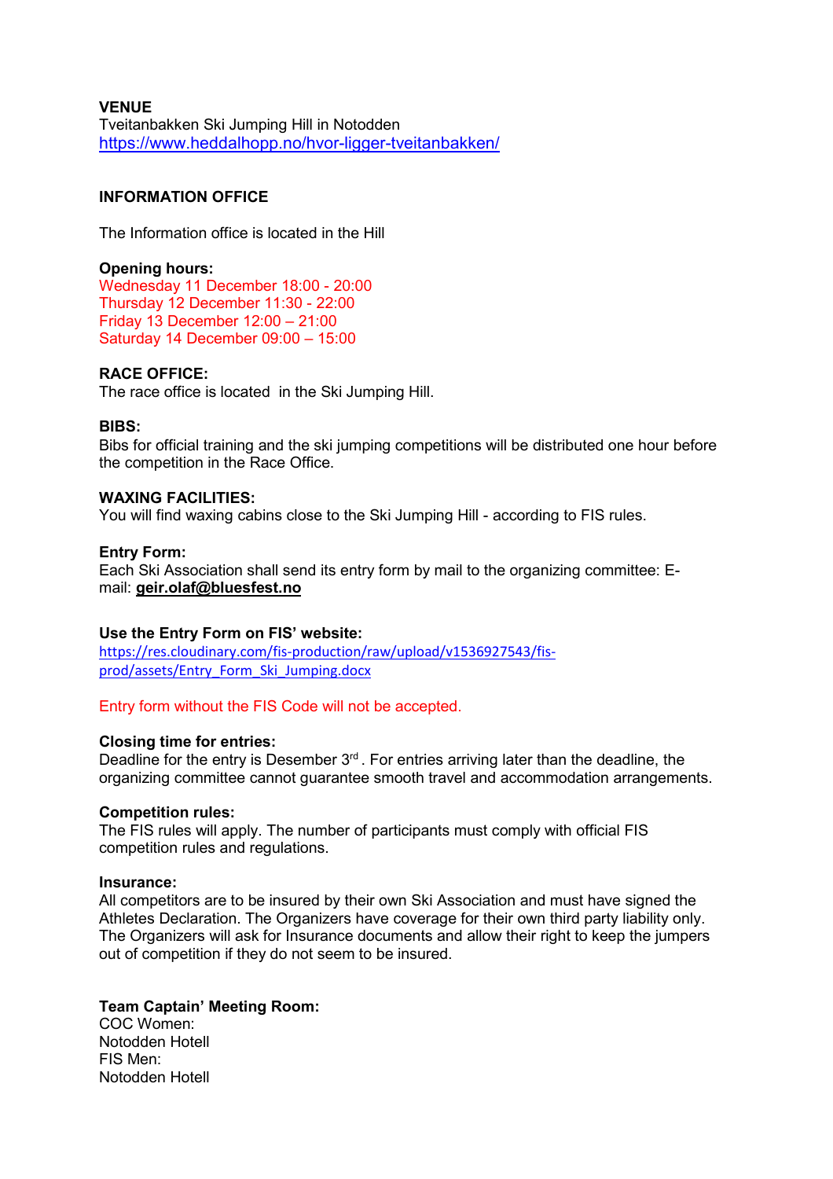**VENUE**
Tveitanbakken Ski Jumping Hill in Notodden
https://www.heddalhopp.no/hvor-ligger-tveitanbakken/

**INFORMATION OFFICE**

The Information office is located in the Hill

**Opening hours:**
Wednesday 11 December 18:00 - 20:00
Thursday 12 December 11:30 - 22:00
Friday 13 December 12:00 – 21:00
Saturday 14 December 09:00 – 15:00

**RACE OFFICE:**
The race office is located in the Ski Jumping Hill.

**BIBS:**
Bibs for official training and the ski jumping competitions will be distributed one hour before the competition in the Race Office.

**WAXING FACILITIES:**
You will find waxing cabins close to the Ski Jumping Hill - according to FIS rules.

**Entry Form:**
Each Ski Association shall send its entry form by mail to the organizing committee: E-mail: **geir.olaf@bluesfest.no**

**Use the Entry Form on FIS' website:**
https://res.cloudinary.com/fis-production/raw/upload/v1536927543/fis-prod/assets/Entry_Form_Ski_Jumping.docx

Entry form without the FIS Code will not be accepted.

**Closing time for entries:**
Deadline for the entry is Desember 3rd . For entries arriving later than the deadline, the organizing committee cannot guarantee smooth travel and accommodation arrangements.

**Competition rules:**
The FIS rules will apply. The number of participants must comply with official FIS competition rules and regulations.

**Insurance:**
All competitors are to be insured by their own Ski Association and must have signed the Athletes Declaration. The Organizers have coverage for their own third party liability only. The Organizers will ask for Insurance documents and allow their right to keep the jumpers out of competition if they do not seem to be insured.

**Team Captain' Meeting Room:**
COC Women:
Notodden Hotell
FIS Men:
Notodden Hotell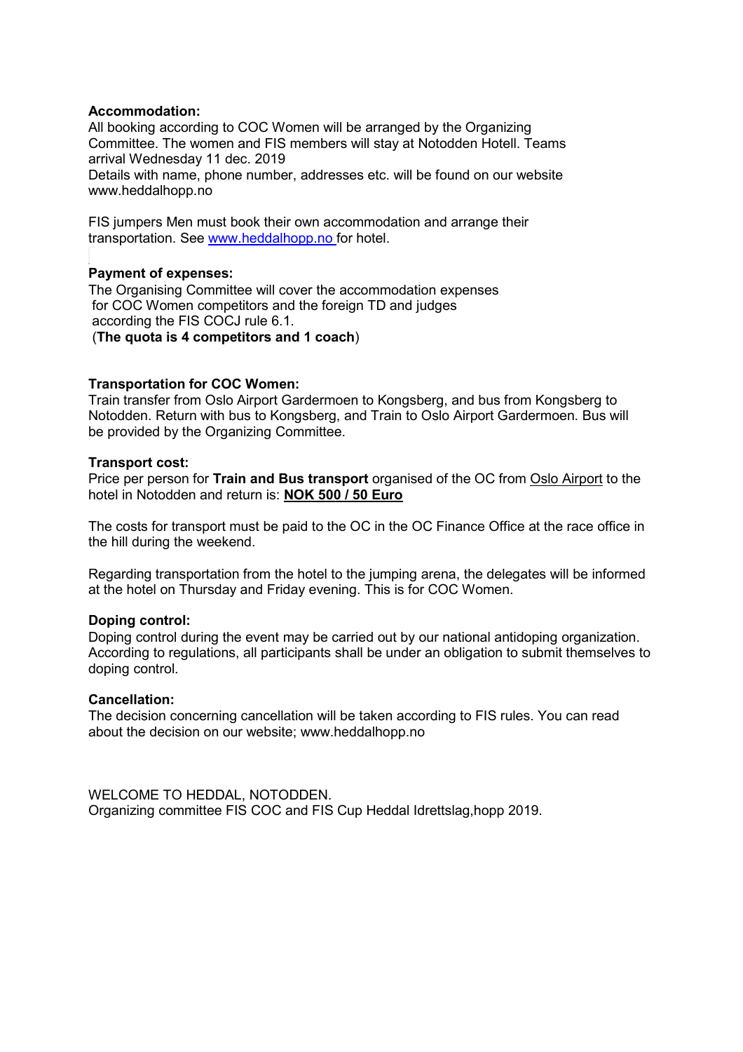**Accommodation:**

All booking according to COC Women will be arranged by the Organizing Committee. The women and FIS members will stay at Notodden Hotell. Teams arrival Wednesday 11 dec. 2019

Details with name, phone number, addresses etc. will be found on our website www.heddalhopp.no

FIS jumpers Men must book their own accommodation and arrange their transportation. See www.heddalhopp.no for hotel.

**Payment of expenses:**

The Organising Committee will cover the accommodation expenses for COC Women competitors and the foreign TD and judges according the FIS COCJ rule 6.1.
(**The quota is 4 competitors and 1 coach**)

**Transportation for COC Women:**

Train transfer from Oslo Airport Gardermoen to Kongsberg, and bus from Kongsberg to Notodden. Return with bus to Kongsberg, and Train to Oslo Airport Gardermoen. Bus will be provided by the Organizing Committee.

**Transport cost:**

Price per person for **Train and Bus transport** organised of the OC from Oslo Airport to the hotel in Notodden and return is: **NOK 500 / 50 Euro**

The costs for transport must be paid to the OC in the OC Finance Office at the race office in the hill during the weekend.

Regarding transportation from the hotel to the jumping arena, the delegates will be informed at the hotel on Thursday and Friday evening. This is for COC Women.

**Doping control:**

Doping control during the event may be carried out by our national antidoping organization. According to regulations, all participants shall be under an obligation to submit themselves to doping control.

**Cancellation:**

The decision concerning cancellation will be taken according to FIS rules. You can read about the decision on our website; www.heddalhopp.no

WELCOME TO HEDDAL, NOTODDEN.
Organizing committee FIS COC and FIS Cup Heddal Idrettslag,hopp 2019.